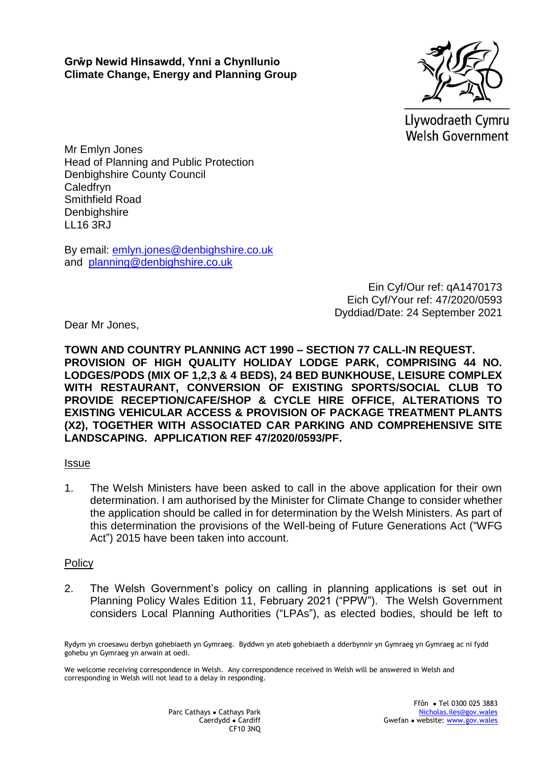**Grŵp Newid Hinsawdd, Ynni a Chynllunio**
**Climate Change, Energy and Planning Group**

Llywodraeth Cymru
Welsh Government

Mr Emlyn Jones
Head of Planning and Public Protection
Denbighshire County Council
Caledfryn
Smithfield Road
Denbighshire
LL16 3RJ

By email: emlyn.jones@denbighshire.co.uk
and planning@denbighshire.co.uk

Ein Cyf/Our ref: qA1470173
Eich Cyf/Your ref: 47/2020/0593
Dyddiad/Date: 24 September 2021

Dear Mr Jones,

**TOWN AND COUNTRY PLANNING ACT 1990 – SECTION 77 CALL-IN REQUEST. PROVISION OF HIGH QUALITY HOLIDAY LODGE PARK, COMPRISING 44 NO. LODGES/PODS (MIX OF 1,2,3 & 4 BEDS), 24 BED BUNKHOUSE, LEISURE COMPLEX WITH RESTAURANT, CONVERSION OF EXISTING SPORTS/SOCIAL CLUB TO PROVIDE RECEPTION/CAFE/SHOP & CYCLE HIRE OFFICE, ALTERATIONS TO EXISTING VEHICULAR ACCESS & PROVISION OF PACKAGE TREATMENT PLANTS (X2), TOGETHER WITH ASSOCIATED CAR PARKING AND COMPREHENSIVE SITE LANDSCAPING. APPLICATION REF 47/2020/0593/PF.**

Issue

1. The Welsh Ministers have been asked to call in the above application for their own determination. I am authorised by the Minister for Climate Change to consider whether the application should be called in for determination by the Welsh Ministers. As part of this determination the provisions of the Well-being of Future Generations Act ("WFG Act") 2015 have been taken into account.

Policy

2. The Welsh Government's policy on calling in planning applications is set out in Planning Policy Wales Edition 11, February 2021 ("PPW"). The Welsh Government considers Local Planning Authorities ("LPAs"), as elected bodies, should be left to

Rydym yn croesawu derbyn gohebiaeth yn Gymraeg. Byddwn yn ateb gohebiaeth a dderbynnir yn Gymraeg yn Gymraeg ac ni fydd gohebu yn Gymraeg yn arwain at oedi.

We welcome receiving correspondence in Welsh. Any correspondence received in Welsh will be answered in Welsh and corresponding in Welsh will not lead to a delay in responding.

Parc Cathays • Cathays Park
Caerdydd • Cardiff
CF10 3NQ

Ffôn • Tel 0300 025 3883
Nicholas.iles@gov.wales
Gwefan • website: www.gov.wales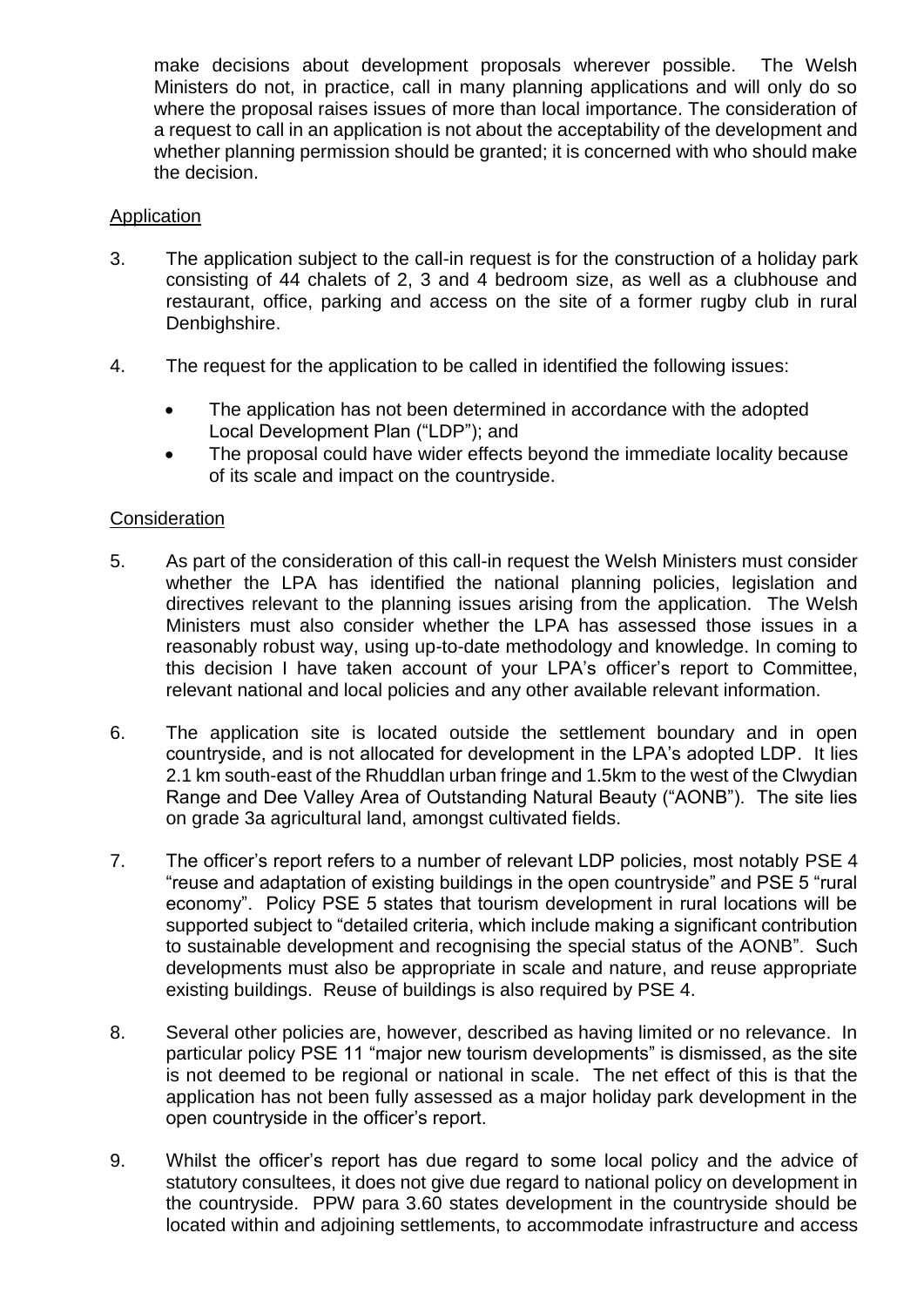make decisions about development proposals wherever possible. The Welsh Ministers do not, in practice, call in many planning applications and will only do so where the proposal raises issues of more than local importance. The consideration of a request to call in an application is not about the acceptability of the development and whether planning permission should be granted; it is concerned with who should make the decision.

## Application

3. The application subject to the call-in request is for the construction of a holiday park consisting of 44 chalets of 2, 3 and 4 bedroom size, as well as a clubhouse and restaurant, office, parking and access on the site of a former rugby club in rural Denbighshire.

4. The request for the application to be called in identified the following issues:

   - The application has not been determined in accordance with the adopted Local Development Plan ("LDP"); and
   - The proposal could have wider effects beyond the immediate locality because of its scale and impact on the countryside.

## Consideration

5. As part of the consideration of this call-in request the Welsh Ministers must consider whether the LPA has identified the national planning policies, legislation and directives relevant to the planning issues arising from the application. The Welsh Ministers must also consider whether the LPA has assessed those issues in a reasonably robust way, using up-to-date methodology and knowledge. In coming to this decision I have taken account of your LPA's officer's report to Committee, relevant national and local policies and any other available relevant information.

6. The application site is located outside the settlement boundary and in open countryside, and is not allocated for development in the LPA's adopted LDP. It lies 2.1 km south-east of the Rhuddlan urban fringe and 1.5km to the west of the Clwydian Range and Dee Valley Area of Outstanding Natural Beauty ("AONB"). The site lies on grade 3a agricultural land, amongst cultivated fields.

7. The officer's report refers to a number of relevant LDP policies, most notably PSE 4 "reuse and adaptation of existing buildings in the open countryside" and PSE 5 "rural economy". Policy PSE 5 states that tourism development in rural locations will be supported subject to "detailed criteria, which include making a significant contribution to sustainable development and recognising the special status of the AONB". Such developments must also be appropriate in scale and nature, and reuse appropriate existing buildings. Reuse of buildings is also required by PSE 4.

8. Several other policies are, however, described as having limited or no relevance. In particular policy PSE 11 "major new tourism developments" is dismissed, as the site is not deemed to be regional or national in scale. The net effect of this is that the application has not been fully assessed as a major holiday park development in the open countryside in the officer's report.

9. Whilst the officer's report has due regard to some local policy and the advice of statutory consultees, it does not give due regard to national policy on development in the countryside. PPW para 3.60 states development in the countryside should be located within and adjoining settlements, to accommodate infrastructure and access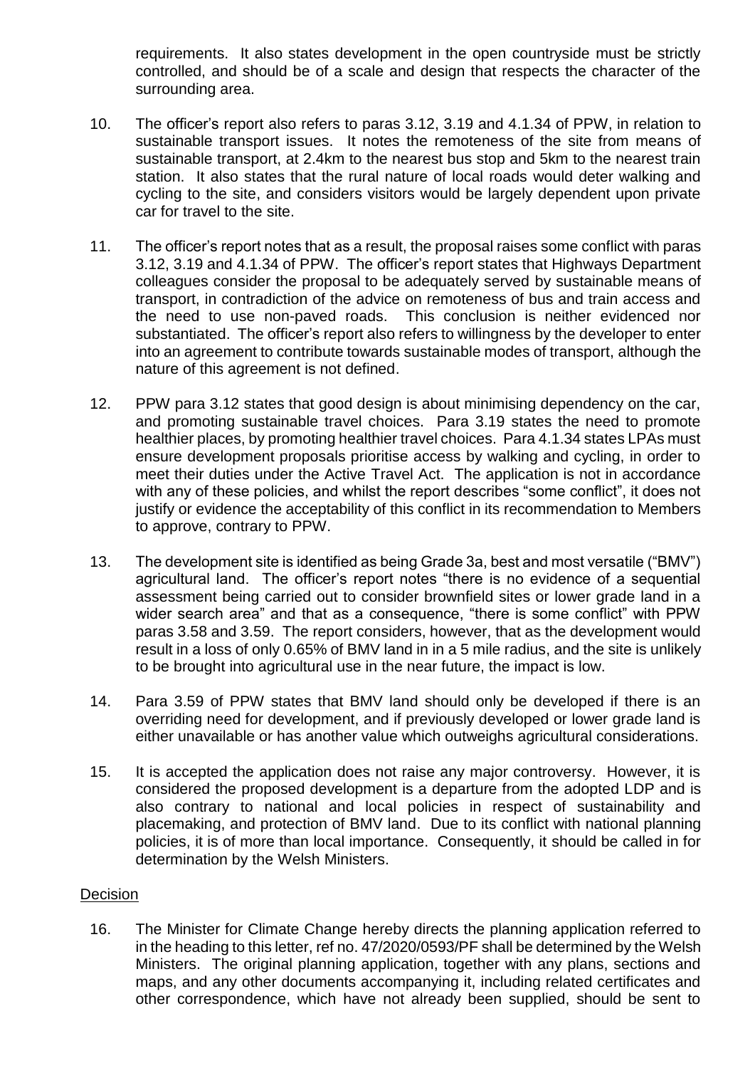requirements. It also states development in the open countryside must be strictly controlled, and should be of a scale and design that respects the character of the surrounding area.

10. The officer's report also refers to paras 3.12, 3.19 and 4.1.34 of PPW, in relation to sustainable transport issues. It notes the remoteness of the site from means of sustainable transport, at 2.4km to the nearest bus stop and 5km to the nearest train station. It also states that the rural nature of local roads would deter walking and cycling to the site, and considers visitors would be largely dependent upon private car for travel to the site.

11. The officer's report notes that as a result, the proposal raises some conflict with paras 3.12, 3.19 and 4.1.34 of PPW. The officer's report states that Highways Department colleagues consider the proposal to be adequately served by sustainable means of transport, in contradiction of the advice on remoteness of bus and train access and the need to use non-paved roads. This conclusion is neither evidenced nor substantiated. The officer's report also refers to willingness by the developer to enter into an agreement to contribute towards sustainable modes of transport, although the nature of this agreement is not defined.

12. PPW para 3.12 states that good design is about minimising dependency on the car, and promoting sustainable travel choices. Para 3.19 states the need to promote healthier places, by promoting healthier travel choices. Para 4.1.34 states LPAs must ensure development proposals prioritise access by walking and cycling, in order to meet their duties under the Active Travel Act. The application is not in accordance with any of these policies, and whilst the report describes "some conflict", it does not justify or evidence the acceptability of this conflict in its recommendation to Members to approve, contrary to PPW.

13. The development site is identified as being Grade 3a, best and most versatile ("BMV") agricultural land. The officer's report notes "there is no evidence of a sequential assessment being carried out to consider brownfield sites or lower grade land in a wider search area" and that as a consequence, "there is some conflict" with PPW paras 3.58 and 3.59. The report considers, however, that as the development would result in a loss of only 0.65% of BMV land in in a 5 mile radius, and the site is unlikely to be brought into agricultural use in the near future, the impact is low.

14. Para 3.59 of PPW states that BMV land should only be developed if there is an overriding need for development, and if previously developed or lower grade land is either unavailable or has another value which outweighs agricultural considerations.

15. It is accepted the application does not raise any major controversy. However, it is considered the proposed development is a departure from the adopted LDP and is also contrary to national and local policies in respect of sustainability and placemaking, and protection of BMV land. Due to its conflict with national planning policies, it is of more than local importance. Consequently, it should be called in for determination by the Welsh Ministers.

## Decision

16. The Minister for Climate Change hereby directs the planning application referred to in the heading to this letter, ref no. 47/2020/0593/PF shall be determined by the Welsh Ministers. The original planning application, together with any plans, sections and maps, and any other documents accompanying it, including related certificates and other correspondence, which have not already been supplied, should be sent to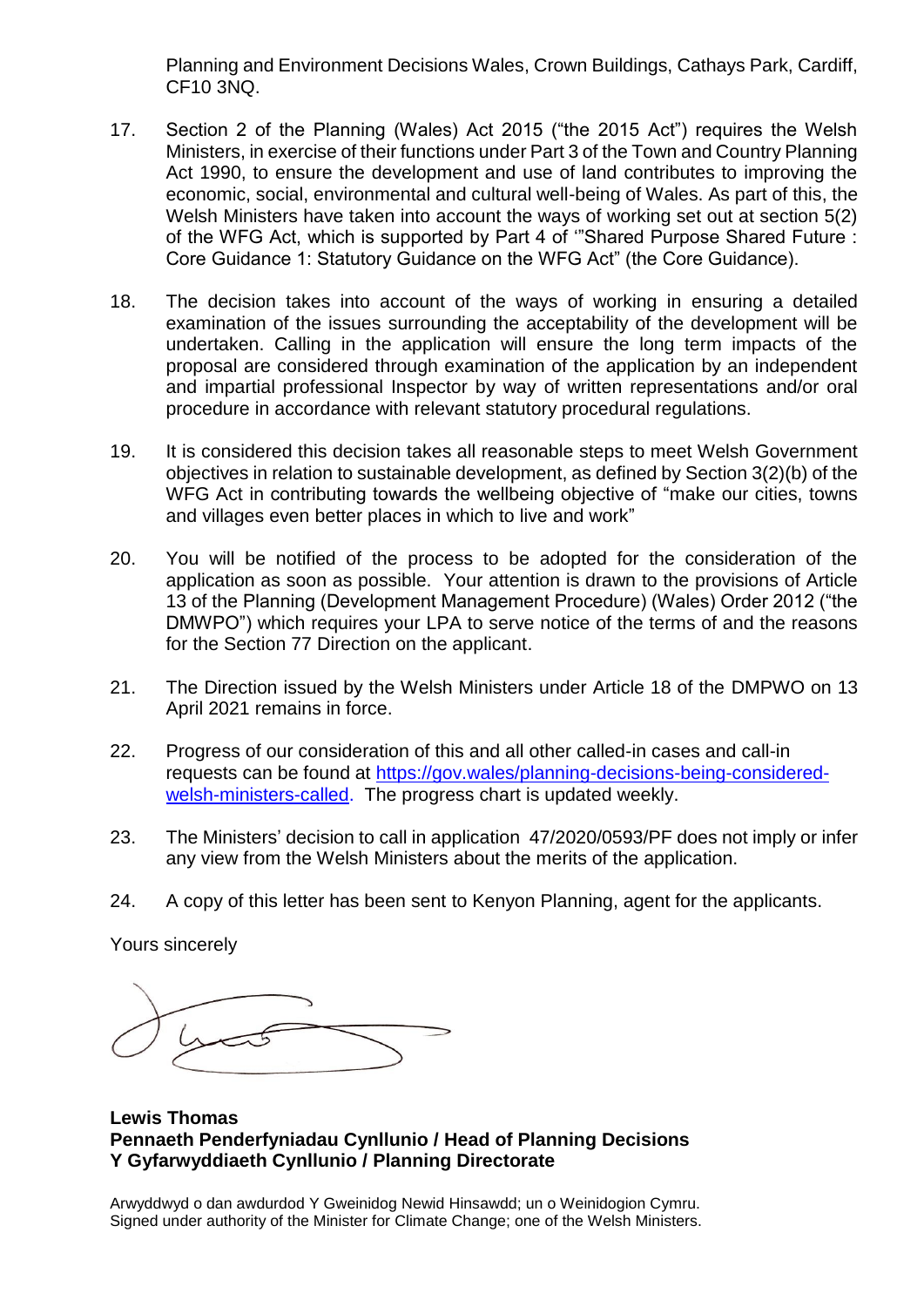Planning and Environment Decisions Wales, Crown Buildings, Cathays Park, Cardiff, CF10 3NQ.

17. Section 2 of the Planning (Wales) Act 2015 ("the 2015 Act") requires the Welsh Ministers, in exercise of their functions under Part 3 of the Town and Country Planning Act 1990, to ensure the development and use of land contributes to improving the economic, social, environmental and cultural well-being of Wales. As part of this, the Welsh Ministers have taken into account the ways of working set out at section 5(2) of the WFG Act, which is supported by Part 4 of '"Shared Purpose Shared Future : Core Guidance 1: Statutory Guidance on the WFG Act" (the Core Guidance).

18. The decision takes into account of the ways of working in ensuring a detailed examination of the issues surrounding the acceptability of the development will be undertaken. Calling in the application will ensure the long term impacts of the proposal are considered through examination of the application by an independent and impartial professional Inspector by way of written representations and/or oral procedure in accordance with relevant statutory procedural regulations.

19. It is considered this decision takes all reasonable steps to meet Welsh Government objectives in relation to sustainable development, as defined by Section 3(2)(b) of the WFG Act in contributing towards the wellbeing objective of "make our cities, towns and villages even better places in which to live and work"

20. You will be notified of the process to be adopted for the consideration of the application as soon as possible. Your attention is drawn to the provisions of Article 13 of the Planning (Development Management Procedure) (Wales) Order 2012 ("the DMWPO") which requires your LPA to serve notice of the terms of and the reasons for the Section 77 Direction on the applicant.

21. The Direction issued by the Welsh Ministers under Article 18 of the DMPWO on 13 April 2021 remains in force.

22. Progress of our consideration of this and all other called-in cases and call-in requests can be found at [https://gov.wales/planning-decisions-being-considered-welsh-ministers-called](https://gov.wales/planning-decisions-being-considered-welsh-ministers-called). The progress chart is updated weekly.

23. The Ministers' decision to call in application 47/2020/0593/PF does not imply or infer any view from the Welsh Ministers about the merits of the application.

24. A copy of this letter has been sent to Kenyon Planning, agent for the applicants.

Yours sincerely

**Lewis Thomas**
**Pennaeth Penderfyniadau Cynllunio / Head of Planning Decisions**
**Y Gyfarwyddiaeth Cynllunio / Planning Directorate**

Arwyddwyd o dan awdurdod Y Gweinidog Newid Hinsawdd; un o Weinidogion Cymru.
Signed under authority of the Minister for Climate Change; one of the Welsh Ministers.